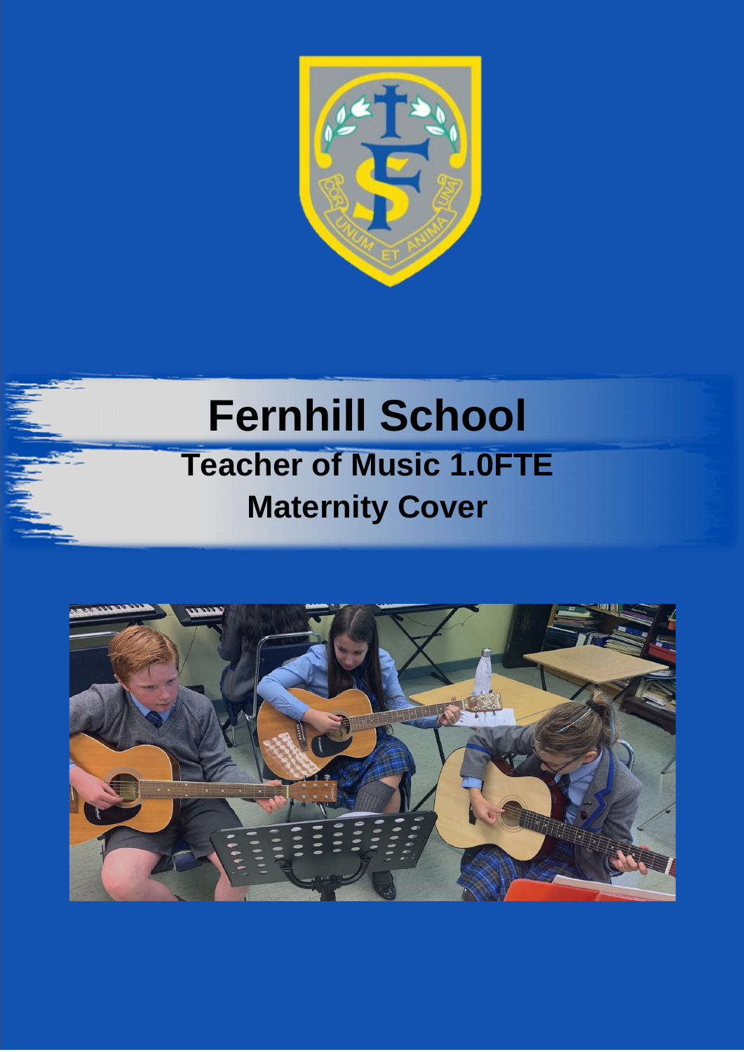# Fernhill School

## Teacher of Music 1.0FTE

## Maternity Cover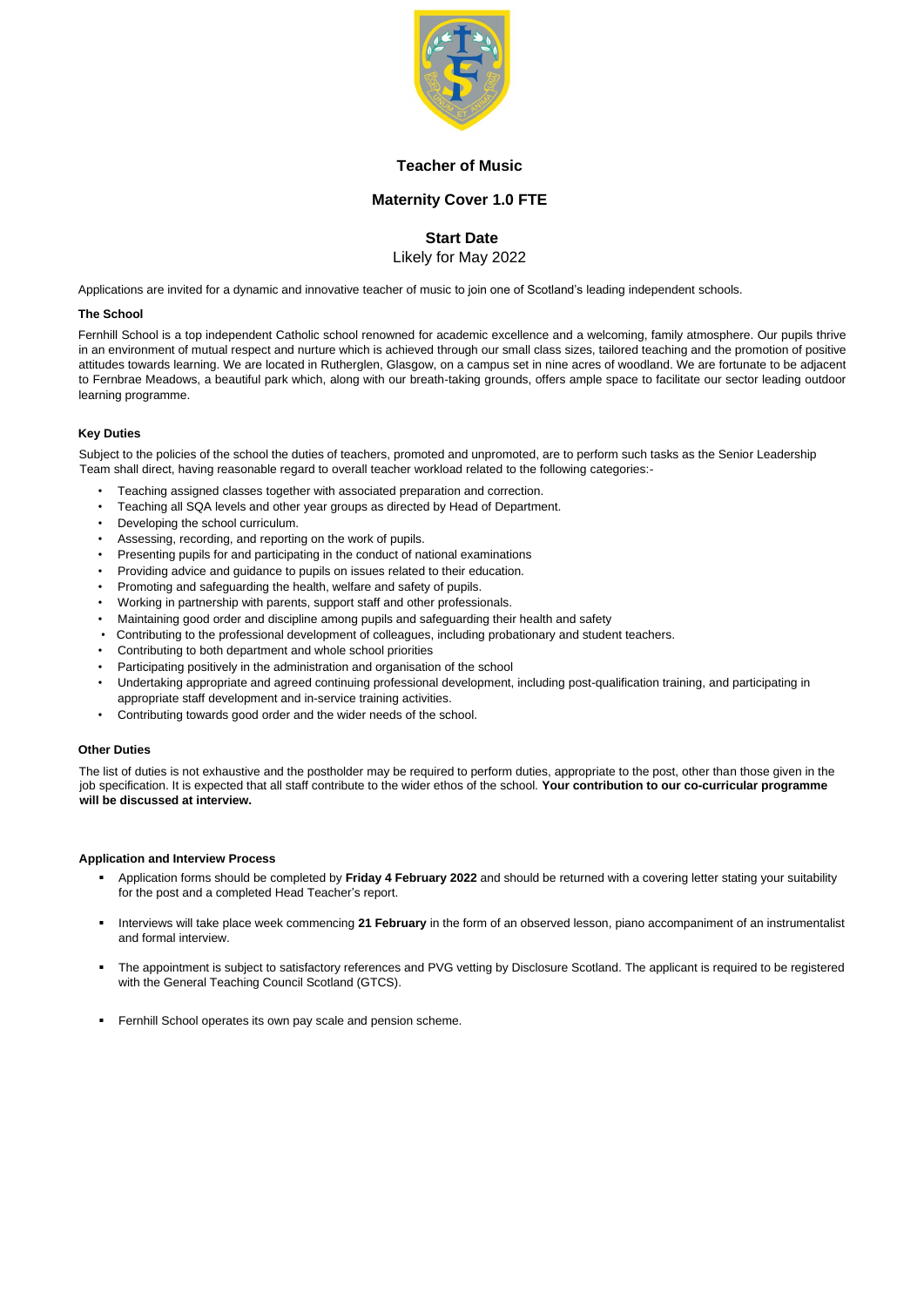# Teacher of Music

## Maternity Cover 1.0 FTE

## Start Date

Likely for May 2022

Applications are invited for a dynamic and innovative teacher of music to join one of Scotland's leading independent schools.

### The School

Fernhill School is a top independent Catholic school renowned for academic excellence and a welcoming, family atmosphere. Our pupils thrive in an environment of mutual respect and nurture which is achieved through our small class sizes, tailored teaching and the promotion of positive attitudes towards learning. We are located in Rutherglen, Glasgow, on a campus set in nine acres of woodland. We are fortunate to be adjacent to Fernbrae Meadows, a beautiful park which, along with our breath-taking grounds, offers ample space to facilitate our sector leading outdoor learning programme.

### Key Duties

Subject to the policies of the school the duties of teachers, promoted and unpromoted, are to perform such tasks as the Senior Leadership Team shall direct, having reasonable regard to overall teacher workload related to the following categories:-

- Teaching assigned classes together with associated preparation and correction.
- Teaching all SQA levels and other year groups as directed by Head of Department.
- Developing the school curriculum.
- Assessing, recording, and reporting on the work of pupils.
- Presenting pupils for and participating in the conduct of national examinations
- Providing advice and guidance to pupils on issues related to their education.
- Promoting and safeguarding the health, welfare and safety of pupils.
- Working in partnership with parents, support staff and other professionals.
- Maintaining good order and discipline among pupils and safeguarding their health and safety
- Contributing to the professional development of colleagues, including probationary and student teachers.
- Contributing to both department and whole school priorities
- Participating positively in the administration and organisation of the school
- Undertaking appropriate and agreed continuing professional development, including post-qualification training, and participating in appropriate staff development and in-service training activities.
- Contributing towards good order and the wider needs of the school.

### Other Duties

The list of duties is not exhaustive and the postholder may be required to perform duties, appropriate to the post, other than those given in the job specification. It is expected that all staff contribute to the wider ethos of the school. **Your contribution to our co-curricular programme will be discussed at interview.**

### Application and Interview Process

- Application forms should be completed by **Friday 4 February 2022** and should be returned with a covering letter stating your suitability for the post and a completed Head Teacher's report.
- Interviews will take place week commencing **21 February** in the form of an observed lesson, piano accompaniment of an instrumentalist and formal interview.
- The appointment is subject to satisfactory references and PVG vetting by Disclosure Scotland. The applicant is required to be registered with the General Teaching Council Scotland (GTCS).
- Fernhill School operates its own pay scale and pension scheme.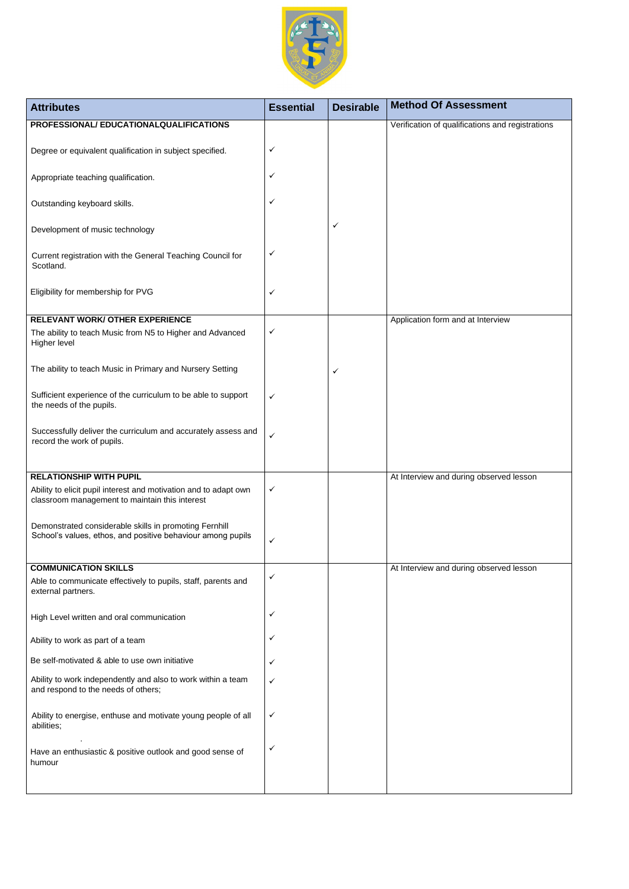| Attributes | Essential | Desirable | Method Of Assessment |
|---|---|---|---|
| **PROFESSIONAL/ EDUCATIONALQUALIFICATIONS** | | | Verification of qualifications and registrations |
| Degree or equivalent qualification in subject specified. | ✓ | | |
| Appropriate teaching qualification. | ✓ | | |
| Outstanding keyboard skills. | ✓ | | |
| Development of music technology | | ✓ | |
| Current registration with the General Teaching Council for Scotland. | ✓ | | |
| Eligibility for membership for PVG | ✓ | | |
| **RELEVANT WORK/ OTHER EXPERIENCE** | | | Application form and at Interview |
| The ability to teach Music from N5 to Higher and Advanced Higher level | ✓ | | |
| The ability to teach Music in Primary and Nursery Setting | | ✓ | |
| Sufficient experience of the curriculum to be able to support the needs of the pupils. | ✓ | | |
| Successfully deliver the curriculum and accurately assess and record the work of pupils. | ✓ | | |
| **RELATIONSHIP WITH PUPIL** | | | At Interview and during observed lesson |
| Ability to elicit pupil interest and motivation and to adapt own classroom management to maintain this interest | ✓ | | |
| Demonstrated considerable skills in promoting Fernhill School's values, ethos, and positive behaviour among pupils | ✓ | | |
| **COMMUNICATION SKILLS** | | | At Interview and during observed lesson |
| Able to communicate effectively to pupils, staff, parents and external partners. | ✓ | | |
| High Level written and oral communication | ✓ | | |
| Ability to work as part of a team | ✓ | | |
| Be self-motivated & able to use own initiative | ✓ | | |
| Ability to work independently and also to work within a team and respond to the needs of others; | ✓ | | |
| Ability to energise, enthuse and motivate young people of all abilities; | ✓ | | |
| Have an enthusiastic & positive outlook and good sense of humour | ✓ | | |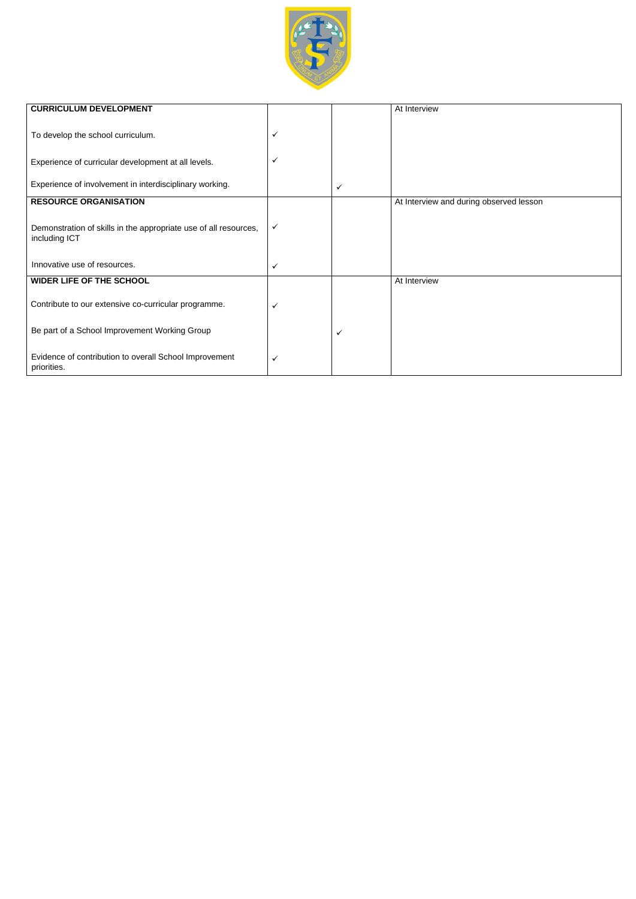| | | | |
|---|---|---|---|
| **CURRICULUM DEVELOPMENT** | | | At Interview |
| To develop the school curriculum. | ✓ | | |
| Experience of curricular development at all levels. | ✓ | | |
| Experience of involvement in interdisciplinary working. | | ✓ | |
| **RESOURCE ORGANISATION** | | | At Interview and during observed lesson |
| Demonstration of skills in the appropriate use of all resources, including ICT | ✓ | | |
| Innovative use of resources. | ✓ | | |
| **WIDER LIFE OF THE SCHOOL** | | | At Interview |
| Contribute to our extensive co-curricular programme. | ✓ | | |
| Be part of a School Improvement Working Group | | ✓ | |
| Evidence of contribution to overall School Improvement priorities. | ✓ | | |